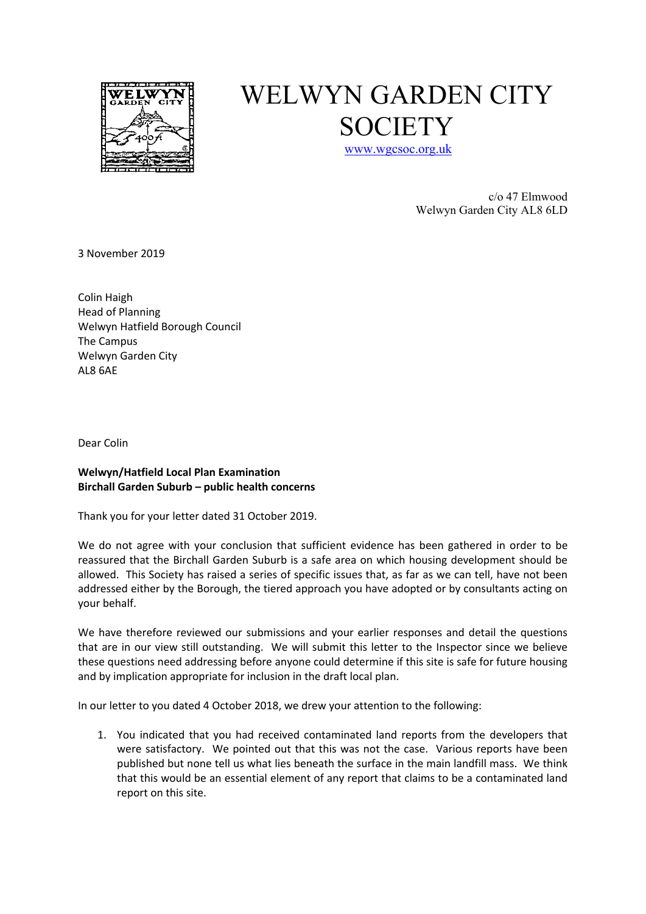# WELWYN GARDEN CITY SOCIETY

www.wgcsoc.org.uk

c/o 47 Elmwood
Welwyn Garden City AL8 6LD

3 November 2019

Colin Haigh
Head of Planning
Welwyn Hatfield Borough Council
The Campus
Welwyn Garden City
AL8 6AE

Dear Colin

**Welwyn/Hatfield Local Plan Examination**
**Birchall Garden Suburb – public health concerns**

Thank you for your letter dated 31 October 2019.

We do not agree with your conclusion that sufficient evidence has been gathered in order to be reassured that the Birchall Garden Suburb is a safe area on which housing development should be allowed. This Society has raised a series of specific issues that, as far as we can tell, have not been addressed either by the Borough, the tiered approach you have adopted or by consultants acting on your behalf.

We have therefore reviewed our submissions and your earlier responses and detail the questions that are in our view still outstanding. We will submit this letter to the Inspector since we believe these questions need addressing before anyone could determine if this site is safe for future housing and by implication appropriate for inclusion in the draft local plan.

In our letter to you dated 4 October 2018, we drew your attention to the following:

1. You indicated that you had received contaminated land reports from the developers that were satisfactory. We pointed out that this was not the case. Various reports have been published but none tell us what lies beneath the surface in the main landfill mass. We think that this would be an essential element of any report that claims to be a contaminated land report on this site.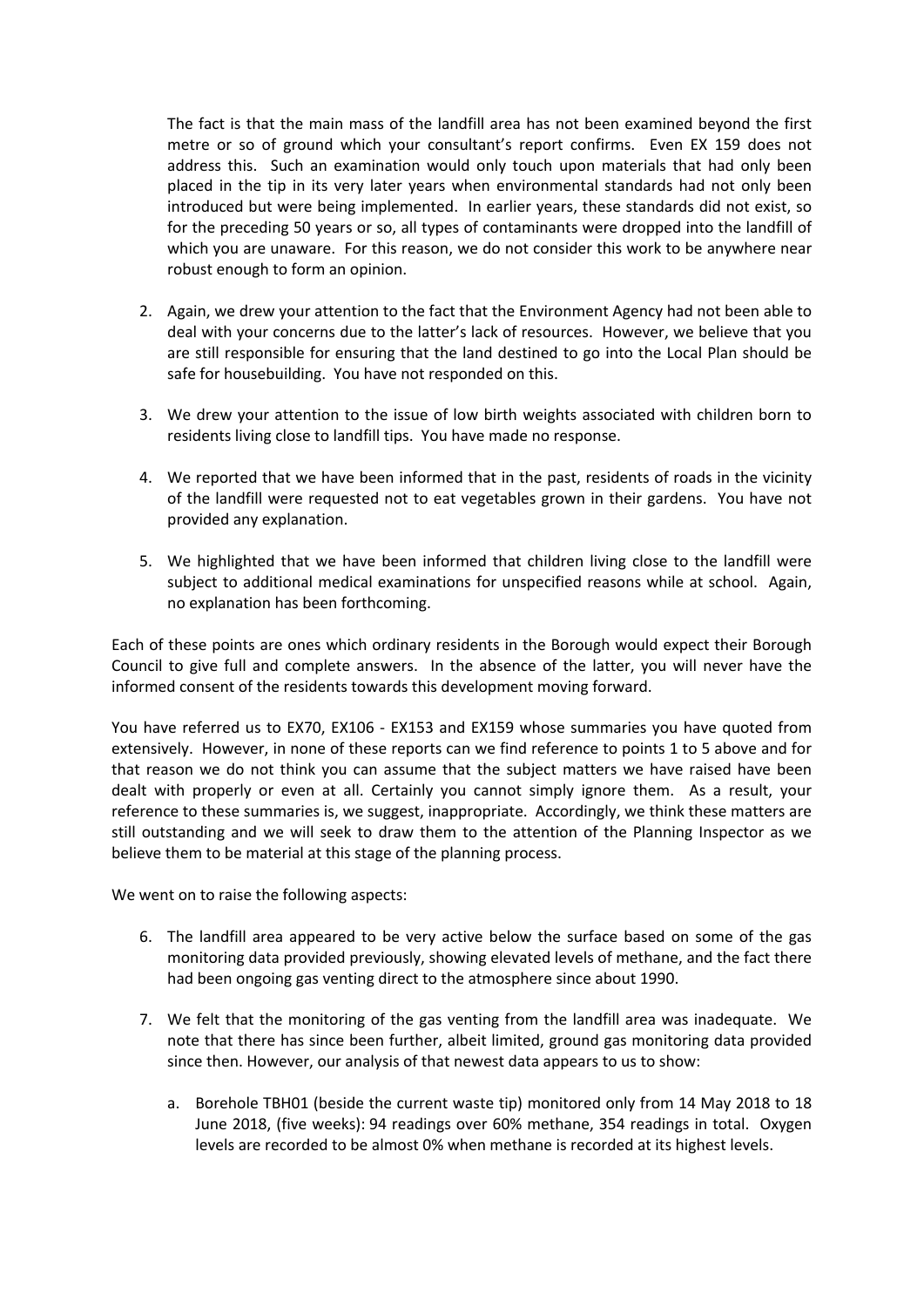The fact is that the main mass of the landfill area has not been examined beyond the first metre or so of ground which your consultant's report confirms. Even EX 159 does not address this. Such an examination would only touch upon materials that had only been placed in the tip in its very later years when environmental standards had not only been introduced but were being implemented. In earlier years, these standards did not exist, so for the preceding 50 years or so, all types of contaminants were dropped into the landfill of which you are unaware. For this reason, we do not consider this work to be anywhere near robust enough to form an opinion.

2. Again, we drew your attention to the fact that the Environment Agency had not been able to deal with your concerns due to the latter's lack of resources. However, we believe that you are still responsible for ensuring that the land destined to go into the Local Plan should be safe for housebuilding. You have not responded on this.

3. We drew your attention to the issue of low birth weights associated with children born to residents living close to landfill tips. You have made no response.

4. We reported that we have been informed that in the past, residents of roads in the vicinity of the landfill were requested not to eat vegetables grown in their gardens. You have not provided any explanation.

5. We highlighted that we have been informed that children living close to the landfill were subject to additional medical examinations for unspecified reasons while at school. Again, no explanation has been forthcoming.

Each of these points are ones which ordinary residents in the Borough would expect their Borough Council to give full and complete answers. In the absence of the latter, you will never have the informed consent of the residents towards this development moving forward.

You have referred us to EX70, EX106 - EX153 and EX159 whose summaries you have quoted from extensively. However, in none of these reports can we find reference to points 1 to 5 above and for that reason we do not think you can assume that the subject matters we have raised have been dealt with properly or even at all. Certainly you cannot simply ignore them. As a result, your reference to these summaries is, we suggest, inappropriate. Accordingly, we think these matters are still outstanding and we will seek to draw them to the attention of the Planning Inspector as we believe them to be material at this stage of the planning process.

We went on to raise the following aspects:

6. The landfill area appeared to be very active below the surface based on some of the gas monitoring data provided previously, showing elevated levels of methane, and the fact there had been ongoing gas venting direct to the atmosphere since about 1990.

7. We felt that the monitoring of the gas venting from the landfill area was inadequate. We note that there has since been further, albeit limited, ground gas monitoring data provided since then. However, our analysis of that newest data appears to us to show:

    a. Borehole TBH01 (beside the current waste tip) monitored only from 14 May 2018 to 18 June 2018, (five weeks): 94 readings over 60% methane, 354 readings in total. Oxygen levels are recorded to be almost 0% when methane is recorded at its highest levels.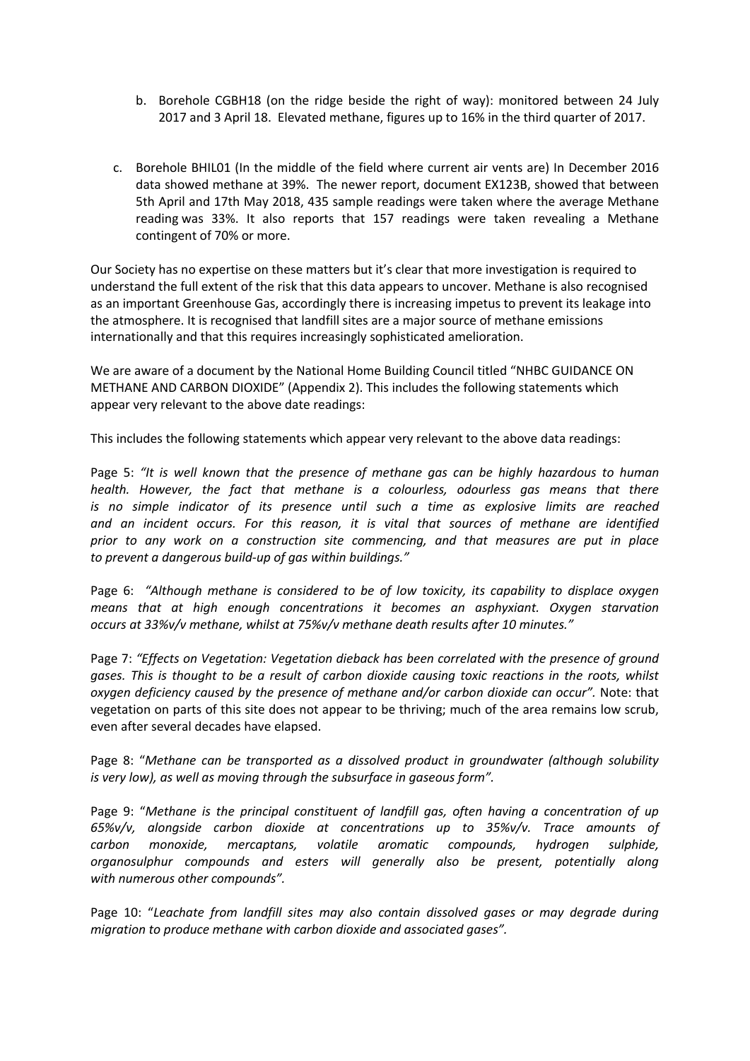b. Borehole CGBH18 (on the ridge beside the right of way): monitored between 24 July 2017 and 3 April 18. Elevated methane, figures up to 16% in the third quarter of 2017.

c. Borehole BHIL01 (In the middle of the field where current air vents are) In December 2016 data showed methane at 39%. The newer report, document EX123B, showed that between 5th April and 17th May 2018, 435 sample readings were taken where the average Methane reading was 33%. It also reports that 157 readings were taken revealing a Methane contingent of 70% or more.

Our Society has no expertise on these matters but it's clear that more investigation is required to understand the full extent of the risk that this data appears to uncover. Methane is also recognised as an important Greenhouse Gas, accordingly there is increasing impetus to prevent its leakage into the atmosphere. It is recognised that landfill sites are a major source of methane emissions internationally and that this requires increasingly sophisticated amelioration.

We are aware of a document by the National Home Building Council titled "NHBC GUIDANCE ON METHANE AND CARBON DIOXIDE" (Appendix 2). This includes the following statements which appear very relevant to the above date readings:

This includes the following statements which appear very relevant to the above data readings:

Page 5: *"It is well known that the presence of methane gas can be highly hazardous to human health. However, the fact that methane is a colourless, odourless gas means that there is no simple indicator of its presence until such a time as explosive limits are reached and an incident occurs. For this reason, it is vital that sources of methane are identified prior to any work on a construction site commencing, and that measures are put in place to prevent a dangerous build-up of gas within buildings."*

Page 6: *"Although methane is considered to be of low toxicity, its capability to displace oxygen means that at high enough concentrations it becomes an asphyxiant. Oxygen starvation occurs at 33%v/v methane, whilst at 75%v/v methane death results after 10 minutes."*

Page 7: *"Effects on Vegetation: Vegetation dieback has been correlated with the presence of ground gases. This is thought to be a result of carbon dioxide causing toxic reactions in the roots, whilst oxygen deficiency caused by the presence of methane and/or carbon dioxide can occur".* Note: that vegetation on parts of this site does not appear to be thriving; much of the area remains low scrub, even after several decades have elapsed.

Page 8: "*Methane can be transported as a dissolved product in groundwater (although solubility is very low), as well as moving through the subsurface in gaseous form".*

Page 9: "*Methane is the principal constituent of landfill gas, often having a concentration of up 65%v/v, alongside carbon dioxide at concentrations up to 35%v/v. Trace amounts of carbon monoxide, mercaptans, volatile aromatic compounds, hydrogen sulphide, organosulphur compounds and esters will generally also be present, potentially along with numerous other compounds".*

Page 10: "*Leachate from landfill sites may also contain dissolved gases or may degrade during migration to produce methane with carbon dioxide and associated gases".*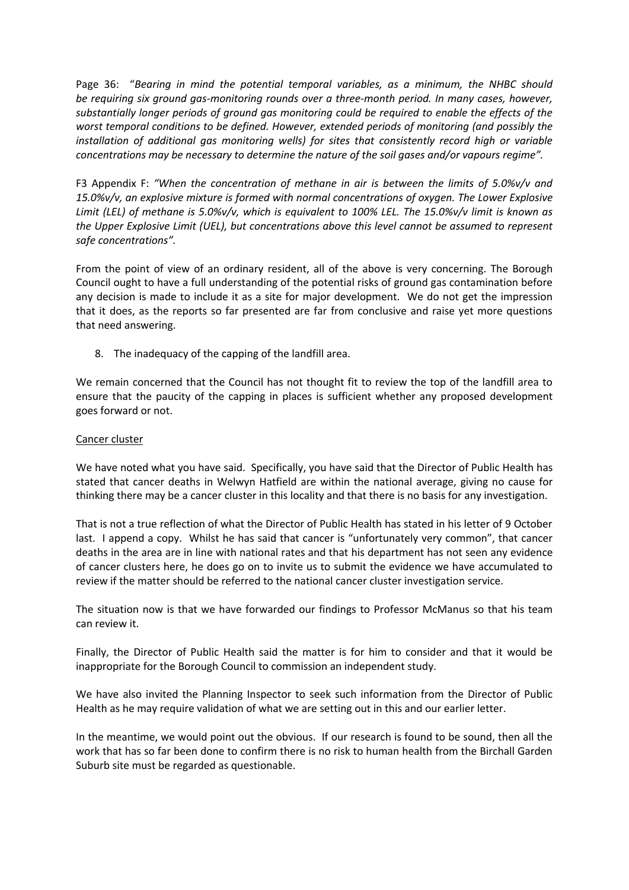Page 36: "*Bearing in mind the potential temporal variables, as a minimum, the NHBC should be requiring six ground gas-monitoring rounds over a three-month period. In many cases, however, substantially longer periods of ground gas monitoring could be required to enable the effects of the worst temporal conditions to be defined. However, extended periods of monitoring (and possibly the installation of additional gas monitoring wells) for sites that consistently record high or variable concentrations may be necessary to determine the nature of the soil gases and/or vapours regime"*.

F3 Appendix F: *"When the concentration of methane in air is between the limits of 5.0%v/v and 15.0%v/v, an explosive mixture is formed with normal concentrations of oxygen. The Lower Explosive Limit (LEL) of methane is 5.0%v/v, which is equivalent to 100% LEL. The 15.0%v/v limit is known as the Upper Explosive Limit (UEL), but concentrations above this level cannot be assumed to represent safe concentrations"*.

From the point of view of an ordinary resident, all of the above is very concerning. The Borough Council ought to have a full understanding of the potential risks of ground gas contamination before any decision is made to include it as a site for major development. We do not get the impression that it does, as the reports so far presented are far from conclusive and raise yet more questions that need answering.

8. The inadequacy of the capping of the landfill area.

We remain concerned that the Council has not thought fit to review the top of the landfill area to ensure that the paucity of the capping in places is sufficient whether any proposed development goes forward or not.

<u>Cancer cluster</u>

We have noted what you have said. Specifically, you have said that the Director of Public Health has stated that cancer deaths in Welwyn Hatfield are within the national average, giving no cause for thinking there may be a cancer cluster in this locality and that there is no basis for any investigation.

That is not a true reflection of what the Director of Public Health has stated in his letter of 9 October last. I append a copy. Whilst he has said that cancer is "unfortunately very common", that cancer deaths in the area are in line with national rates and that his department has not seen any evidence of cancer clusters here, he does go on to invite us to submit the evidence we have accumulated to review if the matter should be referred to the national cancer cluster investigation service.

The situation now is that we have forwarded our findings to Professor McManus so that his team can review it.

Finally, the Director of Public Health said the matter is for him to consider and that it would be inappropriate for the Borough Council to commission an independent study.

We have also invited the Planning Inspector to seek such information from the Director of Public Health as he may require validation of what we are setting out in this and our earlier letter.

In the meantime, we would point out the obvious. If our research is found to be sound, then all the work that has so far been done to confirm there is no risk to human health from the Birchall Garden Suburb site must be regarded as questionable.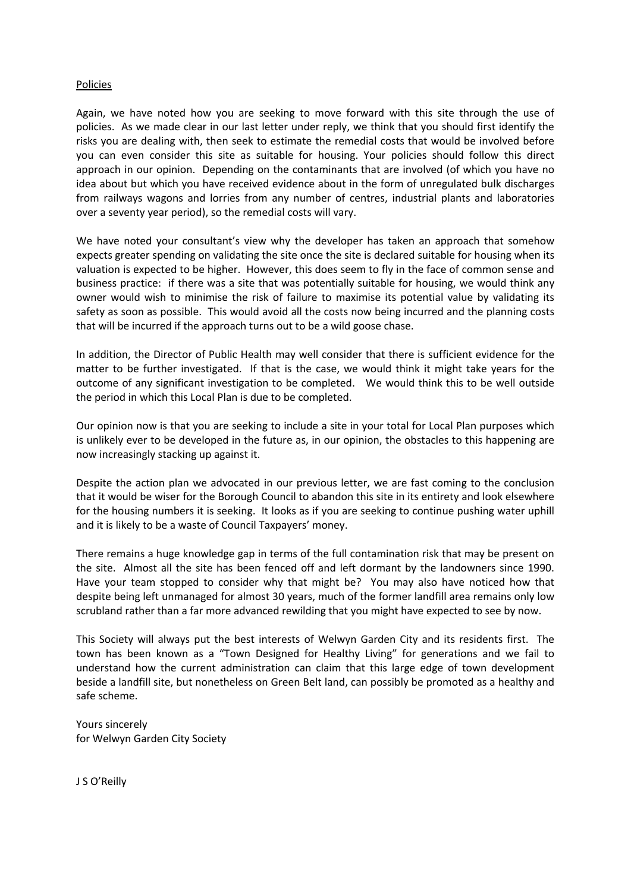<u>Policies</u>

Again, we have noted how you are seeking to move forward with this site through the use of policies. As we made clear in our last letter under reply, we think that you should first identify the risks you are dealing with, then seek to estimate the remedial costs that would be involved before you can even consider this site as suitable for housing. Your policies should follow this direct approach in our opinion. Depending on the contaminants that are involved (of which you have no idea about but which you have received evidence about in the form of unregulated bulk discharges from railways wagons and lorries from any number of centres, industrial plants and laboratories over a seventy year period), so the remedial costs will vary.

We have noted your consultant's view why the developer has taken an approach that somehow expects greater spending on validating the site once the site is declared suitable for housing when its valuation is expected to be higher. However, this does seem to fly in the face of common sense and business practice: if there was a site that was potentially suitable for housing, we would think any owner would wish to minimise the risk of failure to maximise its potential value by validating its safety as soon as possible. This would avoid all the costs now being incurred and the planning costs that will be incurred if the approach turns out to be a wild goose chase.

In addition, the Director of Public Health may well consider that there is sufficient evidence for the matter to be further investigated. If that is the case, we would think it might take years for the outcome of any significant investigation to be completed. We would think this to be well outside the period in which this Local Plan is due to be completed.

Our opinion now is that you are seeking to include a site in your total for Local Plan purposes which is unlikely ever to be developed in the future as, in our opinion, the obstacles to this happening are now increasingly stacking up against it.

Despite the action plan we advocated in our previous letter, we are fast coming to the conclusion that it would be wiser for the Borough Council to abandon this site in its entirety and look elsewhere for the housing numbers it is seeking. It looks as if you are seeking to continue pushing water uphill and it is likely to be a waste of Council Taxpayers' money.

There remains a huge knowledge gap in terms of the full contamination risk that may be present on the site. Almost all the site has been fenced off and left dormant by the landowners since 1990. Have your team stopped to consider why that might be? You may also have noticed how that despite being left unmanaged for almost 30 years, much of the former landfill area remains only low scrubland rather than a far more advanced rewilding that you might have expected to see by now.

This Society will always put the best interests of Welwyn Garden City and its residents first. The town has been known as a "Town Designed for Healthy Living" for generations and we fail to understand how the current administration can claim that this large edge of town development beside a landfill site, but nonetheless on Green Belt land, can possibly be promoted as a healthy and safe scheme.

Yours sincerely
for Welwyn Garden City Society

J S O'Reilly